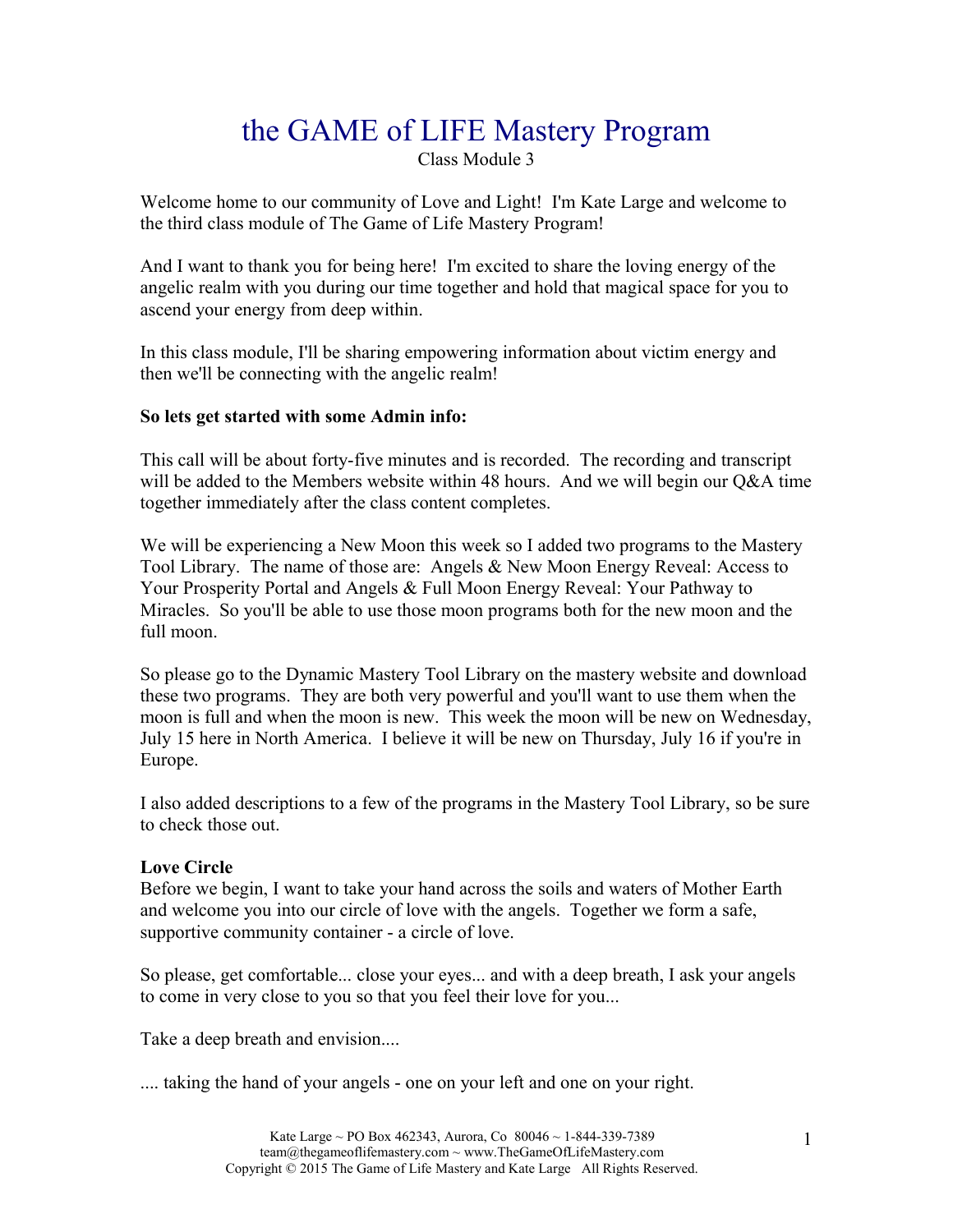# the GAME of LIFE Mastery Program

Class Module 3

Welcome home to our community of Love and Light! I'm Kate Large and welcome to the third class module of The Game of Life Mastery Program!

And I want to thank you for being here! I'm excited to share the loving energy of the angelic realm with you during our time together and hold that magical space for you to ascend your energy from deep within.

In this class module, I'll be sharing empowering information about victim energy and then we'll be connecting with the angelic realm!

**So lets get started with some Admin info:**

This call will be about forty-five minutes and is recorded. The recording and transcript will be added to the Members website within 48 hours. And we will begin our Q&A time together immediately after the class content completes.

We will be experiencing a New Moon this week so I added two programs to the Mastery Tool Library. The name of those are: Angels & New Moon Energy Reveal: Access to Your Prosperity Portal and Angels & Full Moon Energy Reveal: Your Pathway to Miracles. So you'll be able to use those moon programs both for the new moon and the full moon.

So please go to the Dynamic Mastery Tool Library on the mastery website and download these two programs. They are both very powerful and you'll want to use them when the moon is full and when the moon is new. This week the moon will be new on Wednesday, July 15 here in North America. I believe it will be new on Thursday, July 16 if you're in Europe.

I also added descriptions to a few of the programs in the Mastery Tool Library, so be sure to check those out.

**Love Circle**

Before we begin, I want to take your hand across the soils and waters of Mother Earth and welcome you into our circle of love with the angels. Together we form a safe, supportive community container - a circle of love.

So please, get comfortable... close your eyes... and with a deep breath, I ask your angels to come in very close to you so that you feel their love for you...

Take a deep breath and envision....

.... taking the hand of your angels - one on your left and one on your right.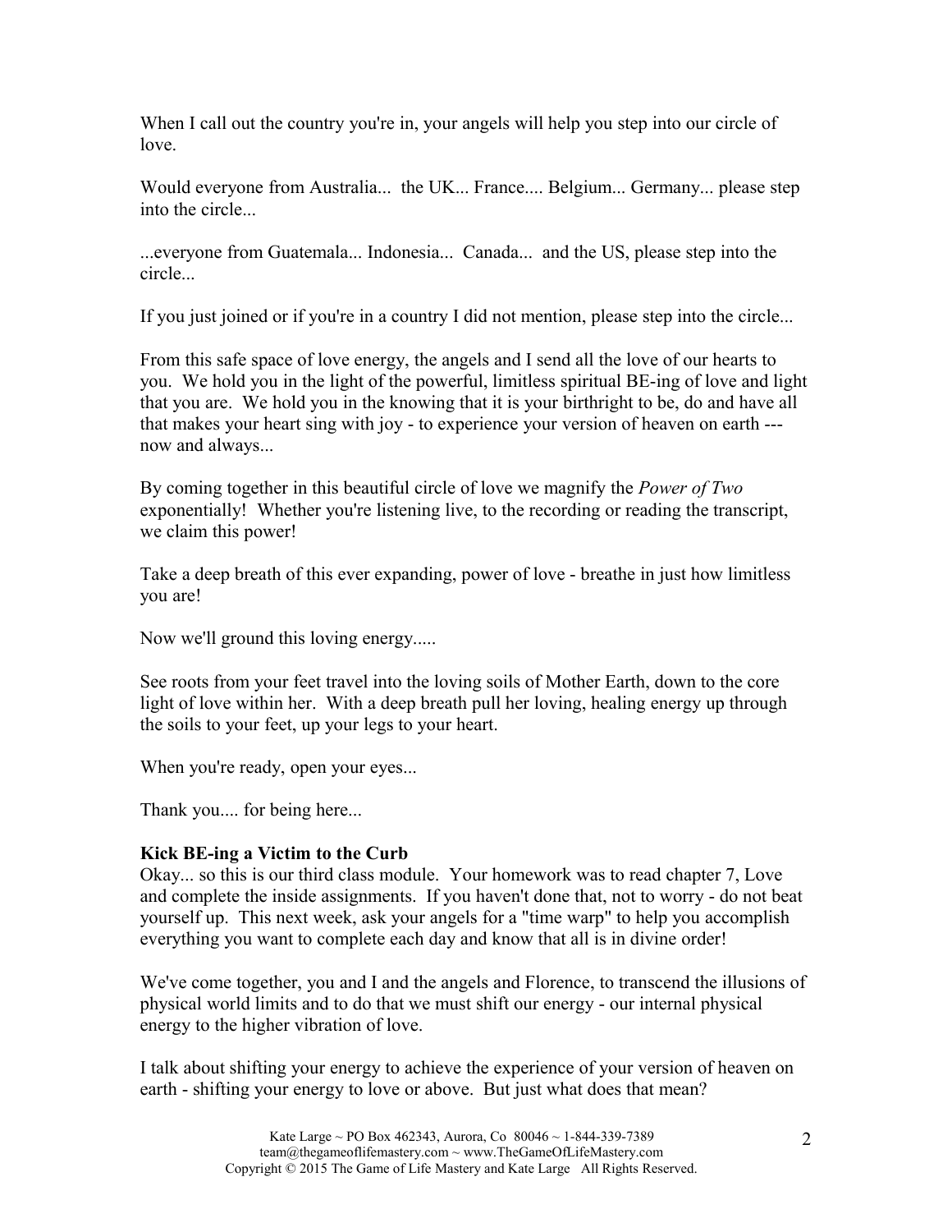When I call out the country you're in, your angels will help you step into our circle of love.

Would everyone from Australia... the UK... France.... Belgium... Germany... please step into the circle...

...everyone from Guatemala... Indonesia... Canada... and the US, please step into the circle...

If you just joined or if you're in a country I did not mention, please step into the circle...

From this safe space of love energy, the angels and I send all the love of our hearts to you. We hold you in the light of the powerful, limitless spiritual BE-ing of love and light that you are. We hold you in the knowing that it is your birthright to be, do and have all that makes your heart sing with joy - to experience your version of heaven on earth --- now and always...

By coming together in this beautiful circle of love we magnify the *Power of Two* exponentially! Whether you're listening live, to the recording or reading the transcript, we claim this power!

Take a deep breath of this ever expanding, power of love - breathe in just how limitless you are!

Now we'll ground this loving energy.....

See roots from your feet travel into the loving soils of Mother Earth, down to the core light of love within her. With a deep breath pull her loving, healing energy up through the soils to your feet, up your legs to your heart.

When you're ready, open your eyes...

Thank you.... for being here...

**Kick BE-ing a Victim to the Curb**

Okay... so this is our third class module. Your homework was to read chapter 7, Love and complete the inside assignments. If you haven't done that, not to worry - do not beat yourself up. This next week, ask your angels for a "time warp" to help you accomplish everything you want to complete each day and know that all is in divine order!

We've come together, you and I and the angels and Florence, to transcend the illusions of physical world limits and to do that we must shift our energy - our internal physical energy to the higher vibration of love.

I talk about shifting your energy to achieve the experience of your version of heaven on earth - shifting your energy to love or above. But just what does that mean?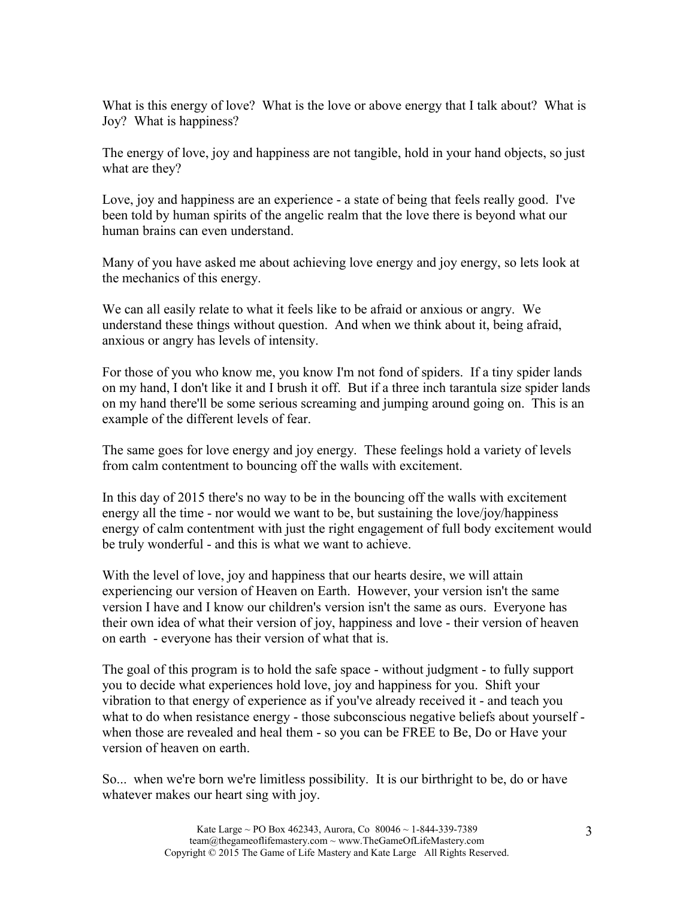What is this energy of love? What is the love or above energy that I talk about? What is Joy? What is happiness?

The energy of love, joy and happiness are not tangible, hold in your hand objects, so just what are they?

Love, joy and happiness are an experience - a state of being that feels really good. I've been told by human spirits of the angelic realm that the love there is beyond what our human brains can even understand.

Many of you have asked me about achieving love energy and joy energy, so lets look at the mechanics of this energy.

We can all easily relate to what it feels like to be afraid or anxious or angry. We understand these things without question. And when we think about it, being afraid, anxious or angry has levels of intensity.

For those of you who know me, you know I'm not fond of spiders. If a tiny spider lands on my hand, I don't like it and I brush it off. But if a three inch tarantula size spider lands on my hand there'll be some serious screaming and jumping around going on. This is an example of the different levels of fear.

The same goes for love energy and joy energy. These feelings hold a variety of levels from calm contentment to bouncing off the walls with excitement.

In this day of 2015 there's no way to be in the bouncing off the walls with excitement energy all the time - nor would we want to be, but sustaining the love/joy/happiness energy of calm contentment with just the right engagement of full body excitement would be truly wonderful - and this is what we want to achieve.

With the level of love, joy and happiness that our hearts desire, we will attain experiencing our version of Heaven on Earth. However, your version isn't the same version I have and I know our children's version isn't the same as ours. Everyone has their own idea of what their version of joy, happiness and love - their version of heaven on earth - everyone has their version of what that is.

The goal of this program is to hold the safe space - without judgment - to fully support you to decide what experiences hold love, joy and happiness for you. Shift your vibration to that energy of experience as if you've already received it - and teach you what to do when resistance energy - those subconscious negative beliefs about yourself - when those are revealed and heal them - so you can be FREE to Be, Do or Have your version of heaven on earth.

So... when we're born we're limitless possibility. It is our birthright to be, do or have whatever makes our heart sing with joy.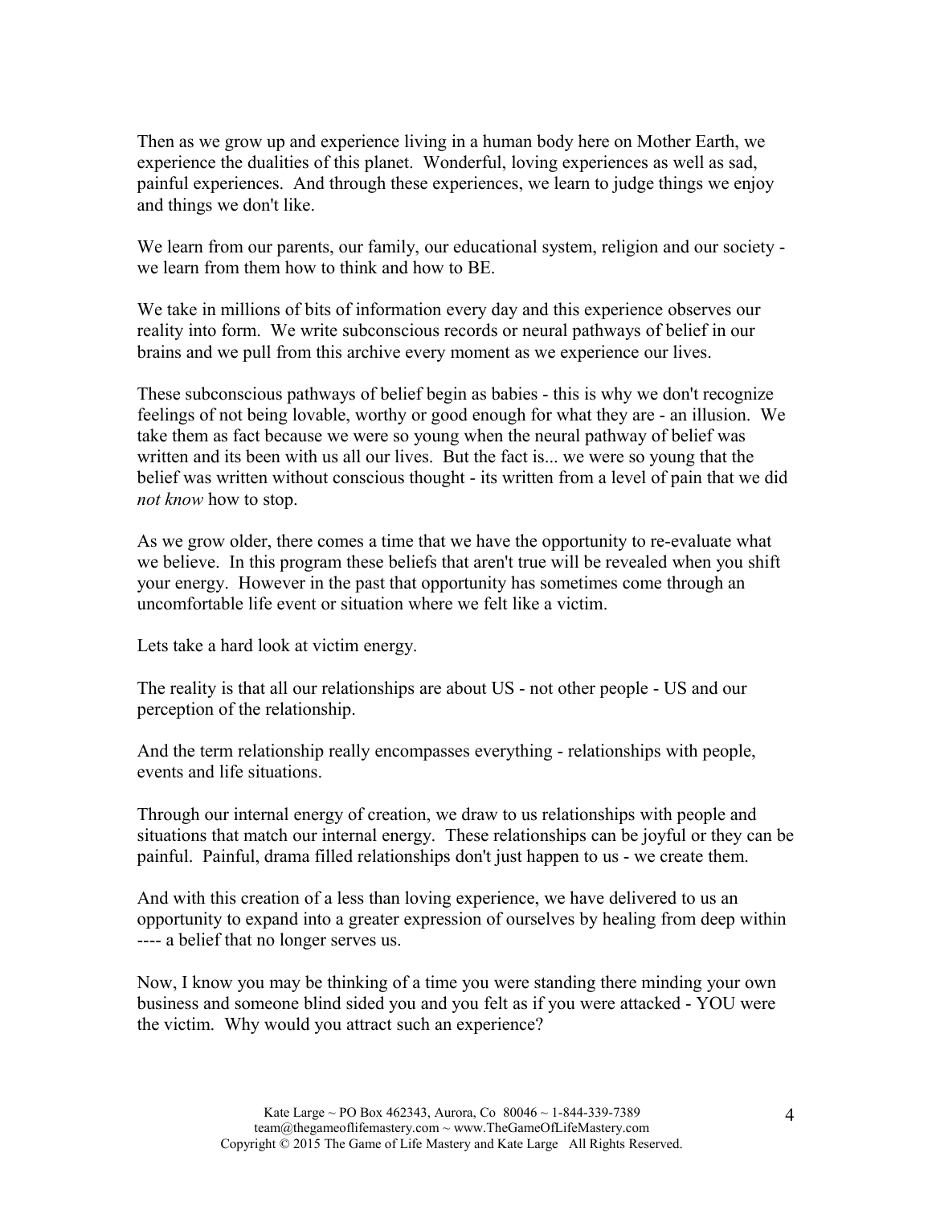Then as we grow up and experience living in a human body here on Mother Earth, we experience the dualities of this planet. Wonderful, loving experiences as well as sad, painful experiences. And through these experiences, we learn to judge things we enjoy and things we don't like.

We learn from our parents, our family, our educational system, religion and our society - we learn from them how to think and how to BE.

We take in millions of bits of information every day and this experience observes our reality into form. We write subconscious records or neural pathways of belief in our brains and we pull from this archive every moment as we experience our lives.

These subconscious pathways of belief begin as babies - this is why we don't recognize feelings of not being lovable, worthy or good enough for what they are - an illusion. We take them as fact because we were so young when the neural pathway of belief was written and its been with us all our lives. But the fact is... we were so young that the belief was written without conscious thought - its written from a level of pain that we did *not know* how to stop.

As we grow older, there comes a time that we have the opportunity to re-evaluate what we believe. In this program these beliefs that aren't true will be revealed when you shift your energy. However in the past that opportunity has sometimes come through an uncomfortable life event or situation where we felt like a victim.

Lets take a hard look at victim energy.

The reality is that all our relationships are about US - not other people - US and our perception of the relationship.

And the term relationship really encompasses everything - relationships with people, events and life situations.

Through our internal energy of creation, we draw to us relationships with people and situations that match our internal energy. These relationships can be joyful or they can be painful. Painful, drama filled relationships don't just happen to us - we create them.

And with this creation of a less than loving experience, we have delivered to us an opportunity to expand into a greater expression of ourselves by healing from deep within ---- a belief that no longer serves us.

Now, I know you may be thinking of a time you were standing there minding your own business and someone blind sided you and you felt as if you were attacked - YOU were the victim. Why would you attract such an experience?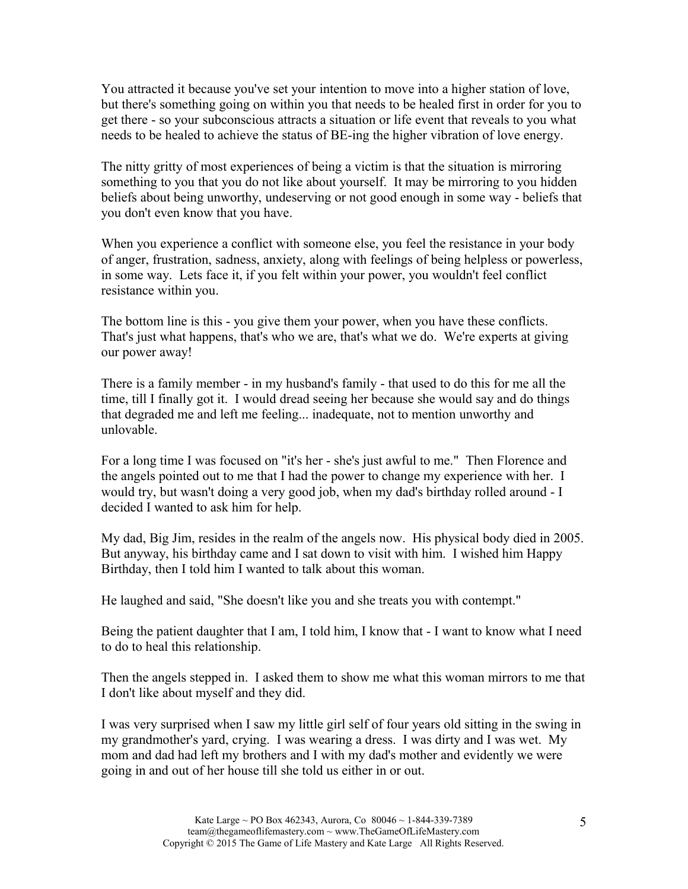You attracted it because you've set your intention to move into a higher station of love, but there's something going on within you that needs to be healed first in order for you to get there - so your subconscious attracts a situation or life event that reveals to you what needs to be healed to achieve the status of BE-ing the higher vibration of love energy.

The nitty gritty of most experiences of being a victim is that the situation is mirroring something to you that you do not like about yourself. It may be mirroring to you hidden beliefs about being unworthy, undeserving or not good enough in some way - beliefs that you don't even know that you have.

When you experience a conflict with someone else, you feel the resistance in your body of anger, frustration, sadness, anxiety, along with feelings of being helpless or powerless, in some way. Lets face it, if you felt within your power, you wouldn't feel conflict resistance within you.

The bottom line is this - you give them your power, when you have these conflicts. That's just what happens, that's who we are, that's what we do. We're experts at giving our power away!

There is a family member - in my husband's family - that used to do this for me all the time, till I finally got it. I would dread seeing her because she would say and do things that degraded me and left me feeling... inadequate, not to mention unworthy and unlovable.

For a long time I was focused on "it's her - she's just awful to me." Then Florence and the angels pointed out to me that I had the power to change my experience with her. I would try, but wasn't doing a very good job, when my dad's birthday rolled around - I decided I wanted to ask him for help.

My dad, Big Jim, resides in the realm of the angels now. His physical body died in 2005. But anyway, his birthday came and I sat down to visit with him. I wished him Happy Birthday, then I told him I wanted to talk about this woman.

He laughed and said, "She doesn't like you and she treats you with contempt."

Being the patient daughter that I am, I told him, I know that - I want to know what I need to do to heal this relationship.

Then the angels stepped in. I asked them to show me what this woman mirrors to me that I don't like about myself and they did.

I was very surprised when I saw my little girl self of four years old sitting in the swing in my grandmother's yard, crying. I was wearing a dress. I was dirty and I was wet. My mom and dad had left my brothers and I with my dad's mother and evidently we were going in and out of her house till she told us either in or out.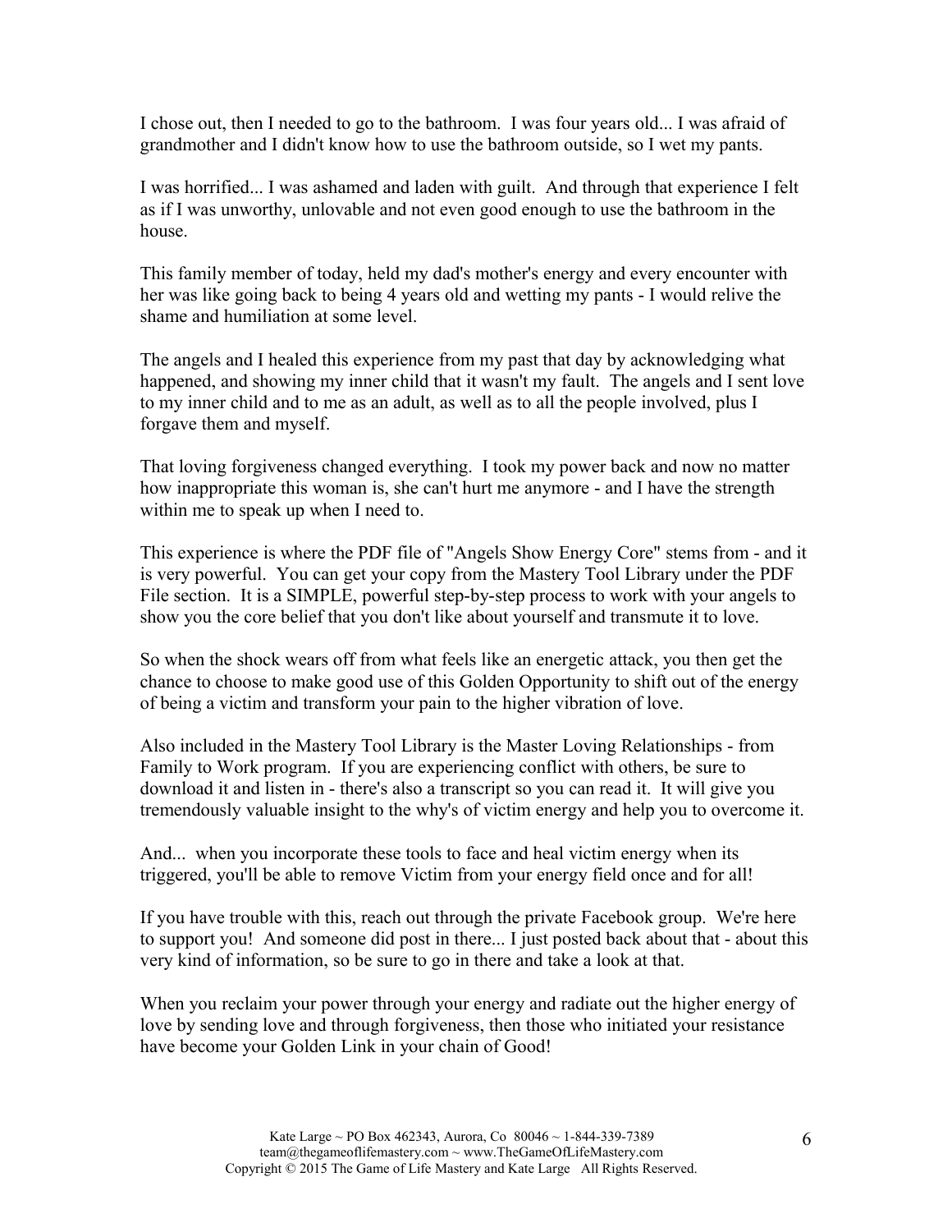I chose out, then I needed to go to the bathroom. I was four years old... I was afraid of grandmother and I didn't know how to use the bathroom outside, so I wet my pants.

I was horrified... I was ashamed and laden with guilt. And through that experience I felt as if I was unworthy, unlovable and not even good enough to use the bathroom in the house.

This family member of today, held my dad's mother's energy and every encounter with her was like going back to being 4 years old and wetting my pants - I would relive the shame and humiliation at some level.

The angels and I healed this experience from my past that day by acknowledging what happened, and showing my inner child that it wasn't my fault. The angels and I sent love to my inner child and to me as an adult, as well as to all the people involved, plus I forgave them and myself.

That loving forgiveness changed everything. I took my power back and now no matter how inappropriate this woman is, she can't hurt me anymore - and I have the strength within me to speak up when I need to.

This experience is where the PDF file of "Angels Show Energy Core" stems from - and it is very powerful. You can get your copy from the Mastery Tool Library under the PDF File section. It is a SIMPLE, powerful step-by-step process to work with your angels to show you the core belief that you don't like about yourself and transmute it to love.

So when the shock wears off from what feels like an energetic attack, you then get the chance to choose to make good use of this Golden Opportunity to shift out of the energy of being a victim and transform your pain to the higher vibration of love.

Also included in the Mastery Tool Library is the Master Loving Relationships - from Family to Work program. If you are experiencing conflict with others, be sure to download it and listen in - there's also a transcript so you can read it. It will give you tremendously valuable insight to the why's of victim energy and help you to overcome it.

And... when you incorporate these tools to face and heal victim energy when its triggered, you'll be able to remove Victim from your energy field once and for all!

If you have trouble with this, reach out through the private Facebook group. We're here to support you! And someone did post in there... I just posted back about that - about this very kind of information, so be sure to go in there and take a look at that.

When you reclaim your power through your energy and radiate out the higher energy of love by sending love and through forgiveness, then those who initiated your resistance have become your Golden Link in your chain of Good!

Kate Large ~ PO Box 462343, Aurora, Co 80046 ~ 1-844-339-7389
team@thegameoflifemastery.com ~ www.TheGameOfLifeMastery.com
Copyright © 2015 The Game of Life Mastery and Kate Large All Rights Reserved.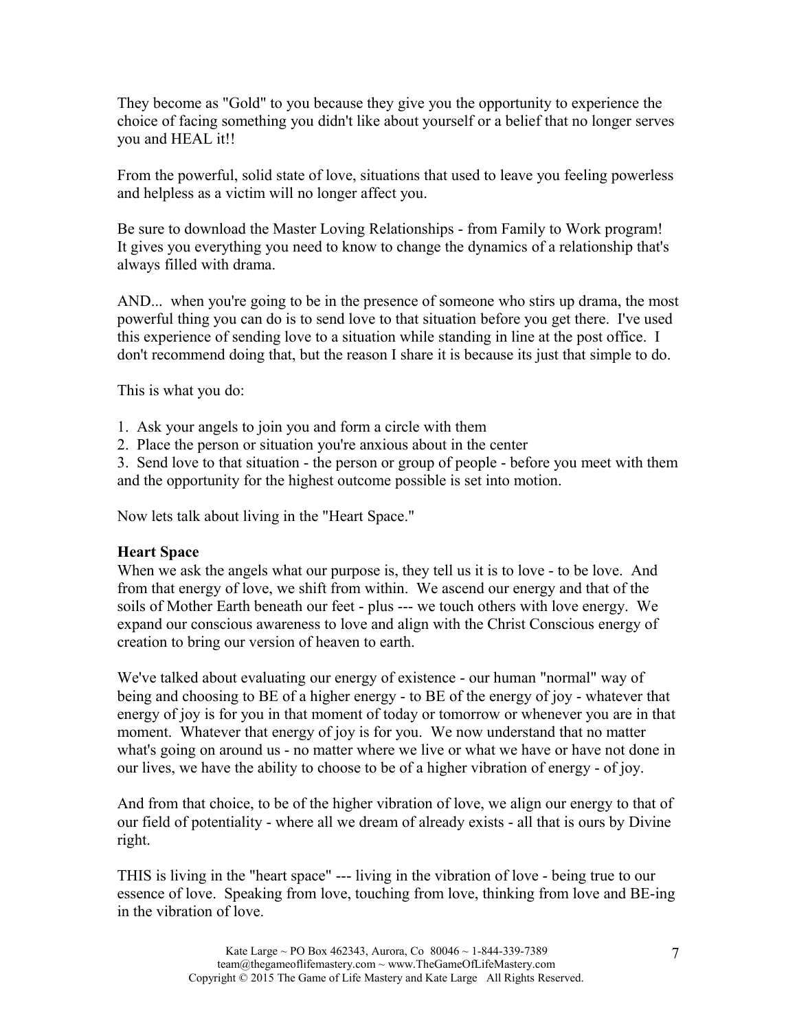They become as "Gold" to you because they give you the opportunity to experience the choice of facing something you didn't like about yourself or a belief that no longer serves you and HEAL it!!

From the powerful, solid state of love, situations that used to leave you feeling powerless and helpless as a victim will no longer affect you.

Be sure to download the Master Loving Relationships - from Family to Work program! It gives you everything you need to know to change the dynamics of a relationship that's always filled with drama.

AND... when you're going to be in the presence of someone who stirs up drama, the most powerful thing you can do is to send love to that situation before you get there. I've used this experience of sending love to a situation while standing in line at the post office. I don't recommend doing that, but the reason I share it is because its just that simple to do.

This is what you do:

1. Ask your angels to join you and form a circle with them
2. Place the person or situation you're anxious about in the center
3. Send love to that situation - the person or group of people - before you meet with them and the opportunity for the highest outcome possible is set into motion.

Now lets talk about living in the "Heart Space."

**Heart Space**

When we ask the angels what our purpose is, they tell us it is to love - to be love. And from that energy of love, we shift from within. We ascend our energy and that of the soils of Mother Earth beneath our feet - plus --- we touch others with love energy. We expand our conscious awareness to love and align with the Christ Conscious energy of creation to bring our version of heaven to earth.

We've talked about evaluating our energy of existence - our human "normal" way of being and choosing to BE of a higher energy - to BE of the energy of joy - whatever that energy of joy is for you in that moment of today or tomorrow or whenever you are in that moment. Whatever that energy of joy is for you. We now understand that no matter what's going on around us - no matter where we live or what we have or have not done in our lives, we have the ability to choose to be of a higher vibration of energy - of joy.

And from that choice, to be of the higher vibration of love, we align our energy to that of our field of potentiality - where all we dream of already exists - all that is ours by Divine right.

THIS is living in the "heart space" --- living in the vibration of love - being true to our essence of love. Speaking from love, touching from love, thinking from love and BE-ing in the vibration of love.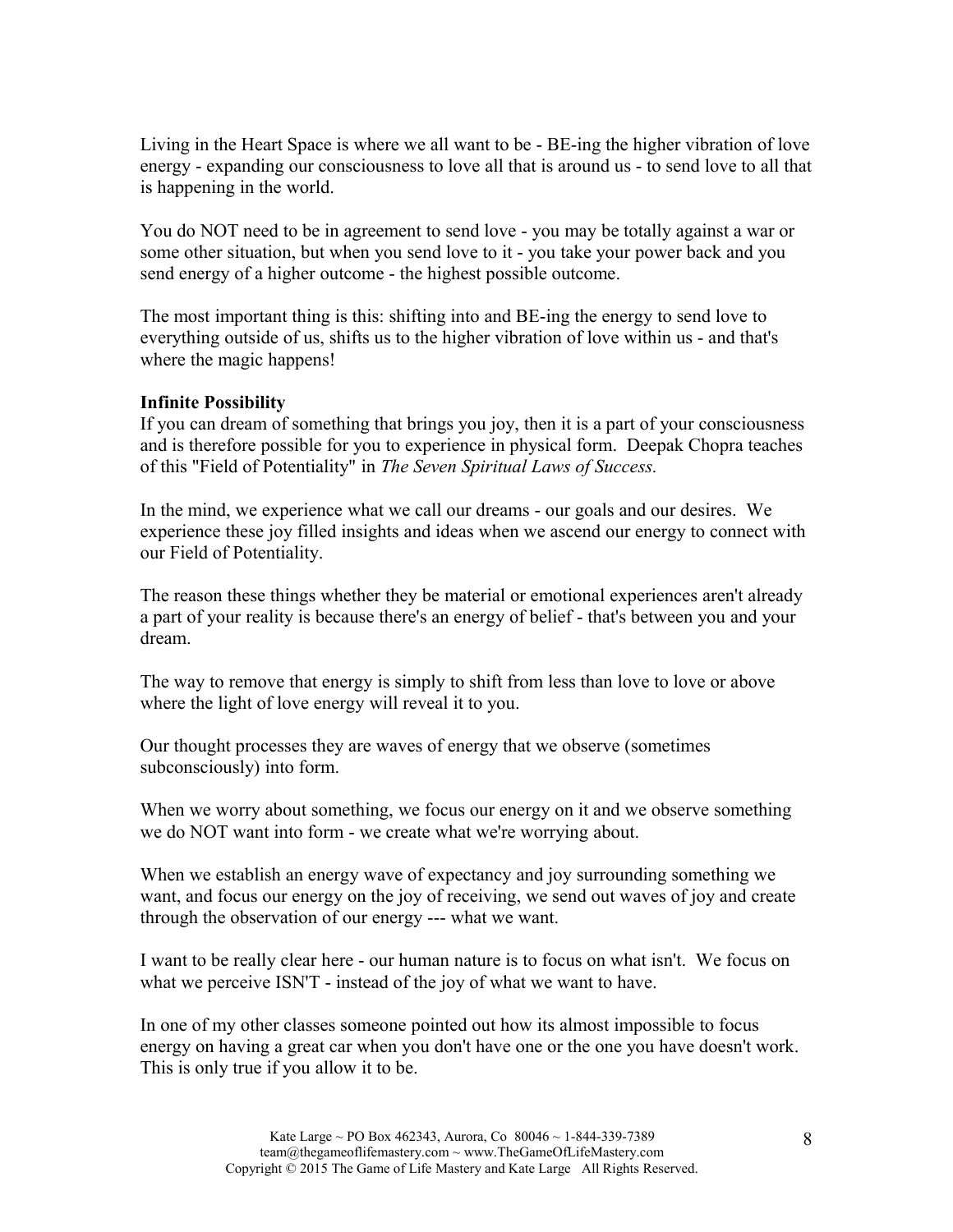Living in the Heart Space is where we all want to be - BE-ing the higher vibration of love energy - expanding our consciousness to love all that is around us - to send love to all that is happening in the world.

You do NOT need to be in agreement to send love - you may be totally against a war or some other situation, but when you send love to it - you take your power back and you send energy of a higher outcome - the highest possible outcome.

The most important thing is this: shifting into and BE-ing the energy to send love to everything outside of us, shifts us to the higher vibration of love within us - and that's where the magic happens!

**Infinite Possibility**

If you can dream of something that brings you joy, then it is a part of your consciousness and is therefore possible for you to experience in physical form. Deepak Chopra teaches of this "Field of Potentiality" in *The Seven Spiritual Laws of Success.*

In the mind, we experience what we call our dreams - our goals and our desires. We experience these joy filled insights and ideas when we ascend our energy to connect with our Field of Potentiality.

The reason these things whether they be material or emotional experiences aren't already a part of your reality is because there's an energy of belief - that's between you and your dream.

The way to remove that energy is simply to shift from less than love to love or above where the light of love energy will reveal it to you.

Our thought processes they are waves of energy that we observe (sometimes subconsciously) into form.

When we worry about something, we focus our energy on it and we observe something we do NOT want into form - we create what we're worrying about.

When we establish an energy wave of expectancy and joy surrounding something we want, and focus our energy on the joy of receiving, we send out waves of joy and create through the observation of our energy --- what we want.

I want to be really clear here - our human nature is to focus on what isn't. We focus on what we perceive ISN'T - instead of the joy of what we want to have.

In one of my other classes someone pointed out how its almost impossible to focus energy on having a great car when you don't have one or the one you have doesn't work. This is only true if you allow it to be.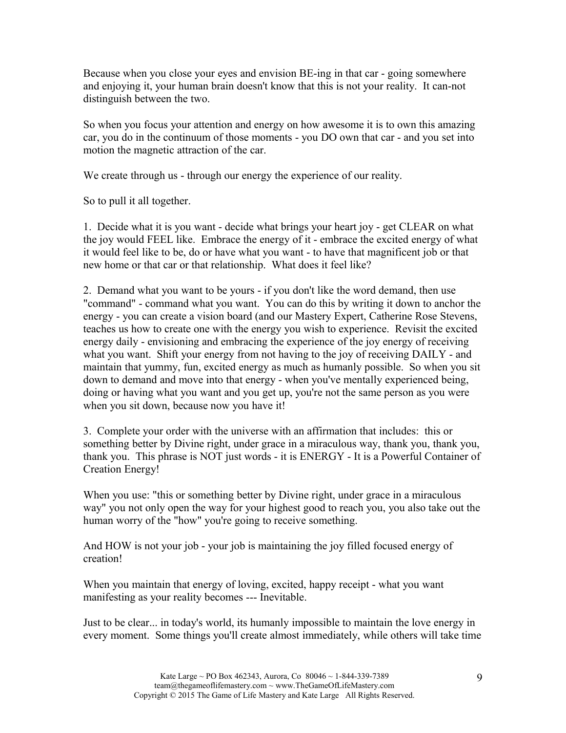Because when you close your eyes and envision BE-ing in that car - going somewhere and enjoying it, your human brain doesn't know that this is not your reality. It can-not distinguish between the two.

So when you focus your attention and energy on how awesome it is to own this amazing car, you do in the continuum of those moments - you DO own that car - and you set into motion the magnetic attraction of the car.

We create through us - through our energy the experience of our reality.

So to pull it all together.

1. Decide what it is you want - decide what brings your heart joy - get CLEAR on what the joy would FEEL like. Embrace the energy of it - embrace the excited energy of what it would feel like to be, do or have what you want - to have that magnificent job or that new home or that car or that relationship. What does it feel like?

2. Demand what you want to be yours - if you don't like the word demand, then use "command" - command what you want. You can do this by writing it down to anchor the energy - you can create a vision board (and our Mastery Expert, Catherine Rose Stevens, teaches us how to create one with the energy you wish to experience. Revisit the excited energy daily - envisioning and embracing the experience of the joy energy of receiving what you want. Shift your energy from not having to the joy of receiving DAILY - and maintain that yummy, fun, excited energy as much as humanly possible. So when you sit down to demand and move into that energy - when you've mentally experienced being, doing or having what you want and you get up, you're not the same person as you were when you sit down, because now you have it!

3. Complete your order with the universe with an affirmation that includes: this or something better by Divine right, under grace in a miraculous way, thank you, thank you, thank you. This phrase is NOT just words - it is ENERGY - It is a Powerful Container of Creation Energy!

When you use: "this or something better by Divine right, under grace in a miraculous way" you not only open the way for your highest good to reach you, you also take out the human worry of the "how" you're going to receive something.

And HOW is not your job - your job is maintaining the joy filled focused energy of creation!

When you maintain that energy of loving, excited, happy receipt - what you want manifesting as your reality becomes --- Inevitable.

Just to be clear... in today's world, its humanly impossible to maintain the love energy in every moment. Some things you'll create almost immediately, while others will take time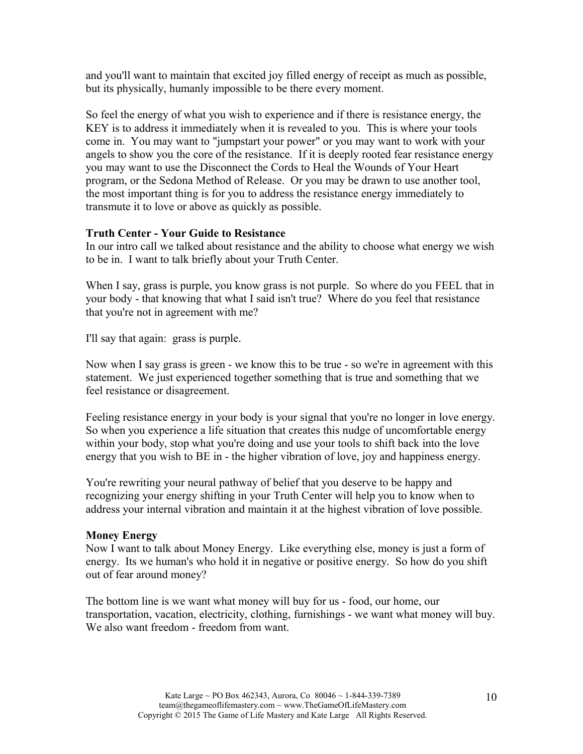and you'll want to maintain that excited joy filled energy of receipt as much as possible, but its physically, humanly impossible to be there every moment.

So feel the energy of what you wish to experience and if there is resistance energy, the KEY is to address it immediately when it is revealed to you. This is where your tools come in. You may want to "jumpstart your power" or you may want to work with your angels to show you the core of the resistance. If it is deeply rooted fear resistance energy you may want to use the Disconnect the Cords to Heal the Wounds of Your Heart program, or the Sedona Method of Release. Or you may be drawn to use another tool, the most important thing is for you to address the resistance energy immediately to transmute it to love or above as quickly as possible.

**Truth Center - Your Guide to Resistance**

In our intro call we talked about resistance and the ability to choose what energy we wish to be in. I want to talk briefly about your Truth Center.

When I say, grass is purple, you know grass is not purple. So where do you FEEL that in your body - that knowing that what I said isn't true? Where do you feel that resistance that you're not in agreement with me?

I'll say that again: grass is purple.

Now when I say grass is green - we know this to be true - so we're in agreement with this statement. We just experienced together something that is true and something that we feel resistance or disagreement.

Feeling resistance energy in your body is your signal that you're no longer in love energy. So when you experience a life situation that creates this nudge of uncomfortable energy within your body, stop what you're doing and use your tools to shift back into the love energy that you wish to BE in - the higher vibration of love, joy and happiness energy.

You're rewriting your neural pathway of belief that you deserve to be happy and recognizing your energy shifting in your Truth Center will help you to know when to address your internal vibration and maintain it at the highest vibration of love possible.

**Money Energy**

Now I want to talk about Money Energy. Like everything else, money is just a form of energy. Its we human's who hold it in negative or positive energy. So how do you shift out of fear around money?

The bottom line is we want what money will buy for us - food, our home, our transportation, vacation, electricity, clothing, furnishings - we want what money will buy. We also want freedom - freedom from want.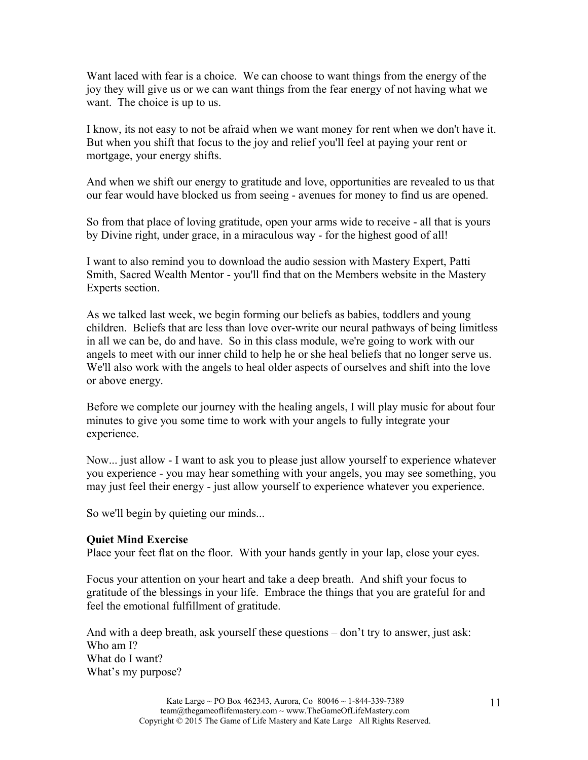Want laced with fear is a choice. We can choose to want things from the energy of the joy they will give us or we can want things from the fear energy of not having what we want. The choice is up to us.

I know, its not easy to not be afraid when we want money for rent when we don't have it. But when you shift that focus to the joy and relief you'll feel at paying your rent or mortgage, your energy shifts.

And when we shift our energy to gratitude and love, opportunities are revealed to us that our fear would have blocked us from seeing - avenues for money to find us are opened.

So from that place of loving gratitude, open your arms wide to receive - all that is yours by Divine right, under grace, in a miraculous way - for the highest good of all!

I want to also remind you to download the audio session with Mastery Expert, Patti Smith, Sacred Wealth Mentor - you'll find that on the Members website in the Mastery Experts section.

As we talked last week, we begin forming our beliefs as babies, toddlers and young children. Beliefs that are less than love over-write our neural pathways of being limitless in all we can be, do and have. So in this class module, we're going to work with our angels to meet with our inner child to help he or she heal beliefs that no longer serve us. We'll also work with the angels to heal older aspects of ourselves and shift into the love or above energy.

Before we complete our journey with the healing angels, I will play music for about four minutes to give you some time to work with your angels to fully integrate your experience.

Now... just allow - I want to ask you to please just allow yourself to experience whatever you experience - you may hear something with your angels, you may see something, you may just feel their energy - just allow yourself to experience whatever you experience.

So we'll begin by quieting our minds...

**Quiet Mind Exercise**
Place your feet flat on the floor. With your hands gently in your lap, close your eyes.

Focus your attention on your heart and take a deep breath. And shift your focus to gratitude of the blessings in your life. Embrace the things that you are grateful for and feel the emotional fulfillment of gratitude.

And with a deep breath, ask yourself these questions – don't try to answer, just ask:
Who am I?
What do I want?
What's my purpose?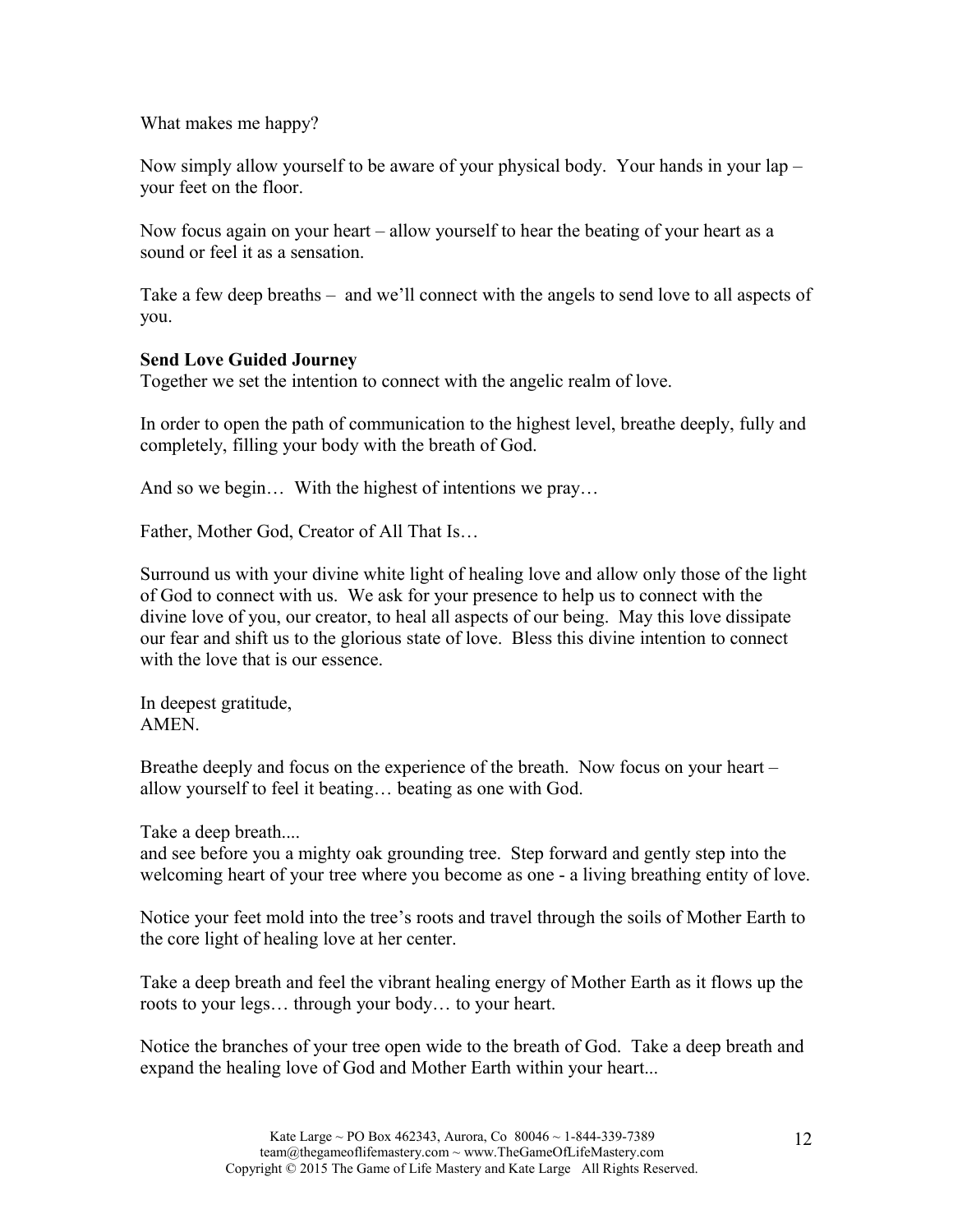What makes me happy?

Now simply allow yourself to be aware of your physical body. Your hands in your lap – your feet on the floor.

Now focus again on your heart – allow yourself to hear the beating of your heart as a sound or feel it as a sensation.

Take a few deep breaths – and we'll connect with the angels to send love to all aspects of you.

**Send Love Guided Journey**

Together we set the intention to connect with the angelic realm of love.

In order to open the path of communication to the highest level, breathe deeply, fully and completely, filling your body with the breath of God.

And so we begin… With the highest of intentions we pray…

Father, Mother God, Creator of All That Is…

Surround us with your divine white light of healing love and allow only those of the light of God to connect with us. We ask for your presence to help us to connect with the divine love of you, our creator, to heal all aspects of our being. May this love dissipate our fear and shift us to the glorious state of love. Bless this divine intention to connect with the love that is our essence.

In deepest gratitude,
AMEN.

Breathe deeply and focus on the experience of the breath. Now focus on your heart – allow yourself to feel it beating… beating as one with God.

Take a deep breath....
and see before you a mighty oak grounding tree. Step forward and gently step into the welcoming heart of your tree where you become as one - a living breathing entity of love.

Notice your feet mold into the tree's roots and travel through the soils of Mother Earth to the core light of healing love at her center.

Take a deep breath and feel the vibrant healing energy of Mother Earth as it flows up the roots to your legs… through your body… to your heart.

Notice the branches of your tree open wide to the breath of God. Take a deep breath and expand the healing love of God and Mother Earth within your heart...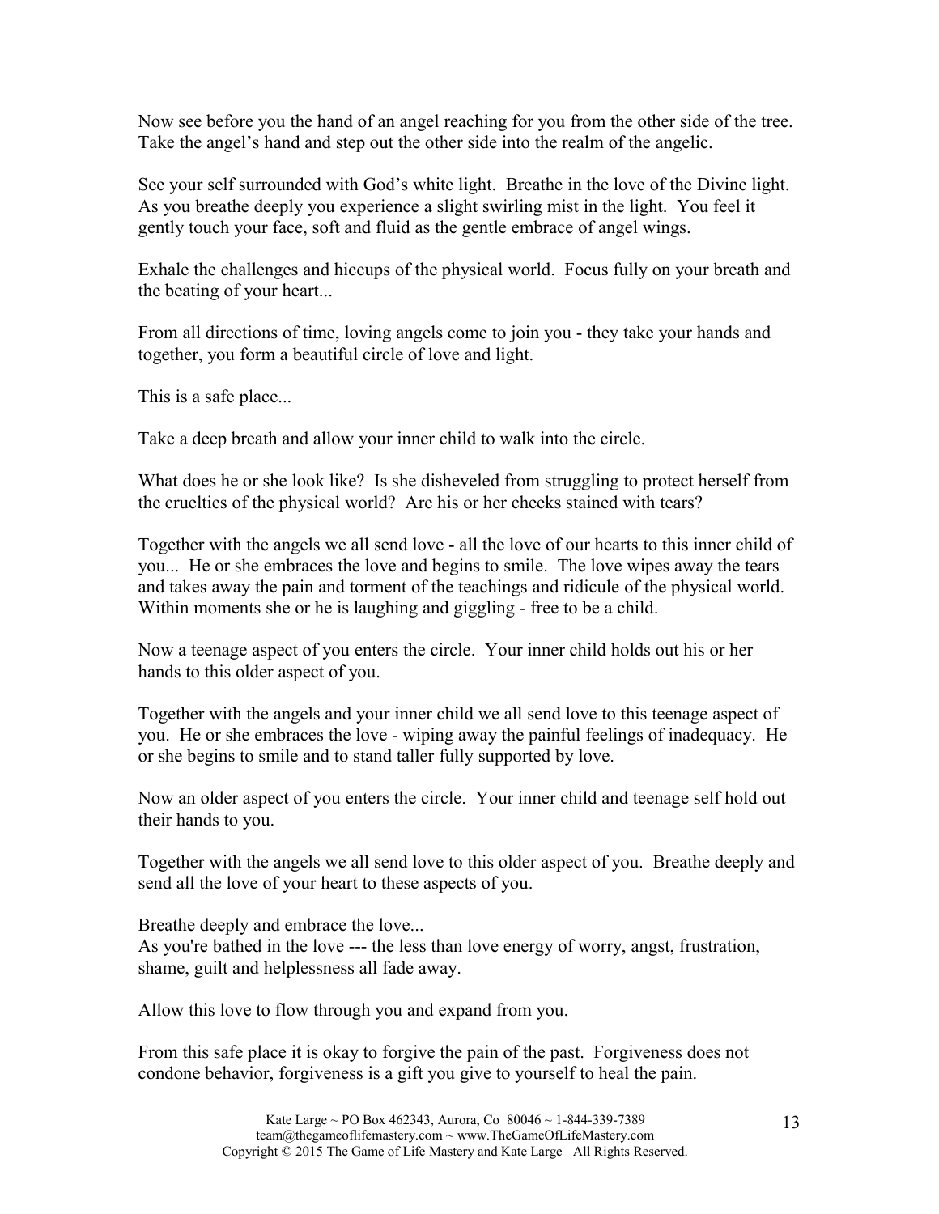Now see before you the hand of an angel reaching for you from the other side of the tree. Take the angel's hand and step out the other side into the realm of the angelic.

See your self surrounded with God's white light. Breathe in the love of the Divine light. As you breathe deeply you experience a slight swirling mist in the light. You feel it gently touch your face, soft and fluid as the gentle embrace of angel wings.

Exhale the challenges and hiccups of the physical world. Focus fully on your breath and the beating of your heart...

From all directions of time, loving angels come to join you - they take your hands and together, you form a beautiful circle of love and light.

This is a safe place...

Take a deep breath and allow your inner child to walk into the circle.

What does he or she look like? Is she disheveled from struggling to protect herself from the cruelties of the physical world? Are his or her cheeks stained with tears?

Together with the angels we all send love - all the love of our hearts to this inner child of you... He or she embraces the love and begins to smile. The love wipes away the tears and takes away the pain and torment of the teachings and ridicule of the physical world. Within moments she or he is laughing and giggling - free to be a child.

Now a teenage aspect of you enters the circle. Your inner child holds out his or her hands to this older aspect of you.

Together with the angels and your inner child we all send love to this teenage aspect of you. He or she embraces the love - wiping away the painful feelings of inadequacy. He or she begins to smile and to stand taller fully supported by love.

Now an older aspect of you enters the circle. Your inner child and teenage self hold out their hands to you.

Together with the angels we all send love to this older aspect of you. Breathe deeply and send all the love of your heart to these aspects of you.

Breathe deeply and embrace the love...
As you're bathed in the love --- the less than love energy of worry, angst, frustration, shame, guilt and helplessness all fade away.

Allow this love to flow through you and expand from you.

From this safe place it is okay to forgive the pain of the past. Forgiveness does not condone behavior, forgiveness is a gift you give to yourself to heal the pain.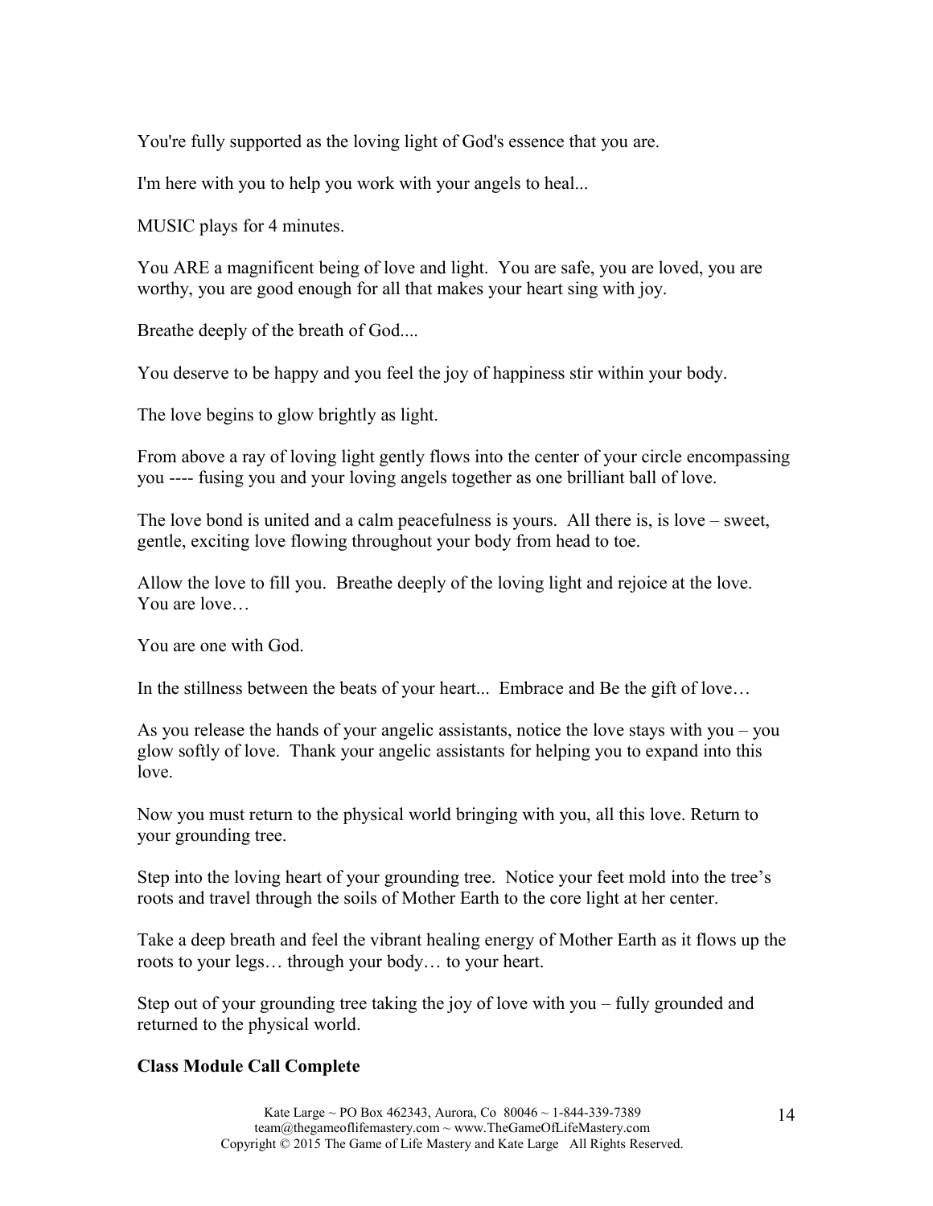You're fully supported as the loving light of God's essence that you are.

I'm here with you to help you work with your angels to heal...

MUSIC plays for 4 minutes.

You ARE a magnificent being of love and light.  You are safe, you are loved, you are worthy, you are good enough for all that makes your heart sing with joy.

Breathe deeply of the breath of God....

You deserve to be happy and you feel the joy of happiness stir within your body.

The love begins to glow brightly as light.

From above a ray of loving light gently flows into the center of your circle encompassing you ---- fusing you and your loving angels together as one brilliant ball of love.

The love bond is united and a calm peacefulness is yours.  All there is, is love – sweet, gentle, exciting love flowing throughout your body from head to toe.

Allow the love to fill you.  Breathe deeply of the loving light and rejoice at the love. You are love…

You are one with God.

In the stillness between the beats of your heart...  Embrace and Be the gift of love…

As you release the hands of your angelic assistants, notice the love stays with you – you glow softly of love.  Thank your angelic assistants for helping you to expand into this love.

Now you must return to the physical world bringing with you, all this love. Return to your grounding tree.

Step into the loving heart of your grounding tree.  Notice your feet mold into the tree's roots and travel through the soils of Mother Earth to the core light at her center.

Take a deep breath and feel the vibrant healing energy of Mother Earth as it flows up the roots to your legs… through your body… to your heart.

Step out of your grounding tree taking the joy of love with you – fully grounded and returned to the physical world.

**Class Module Call Complete**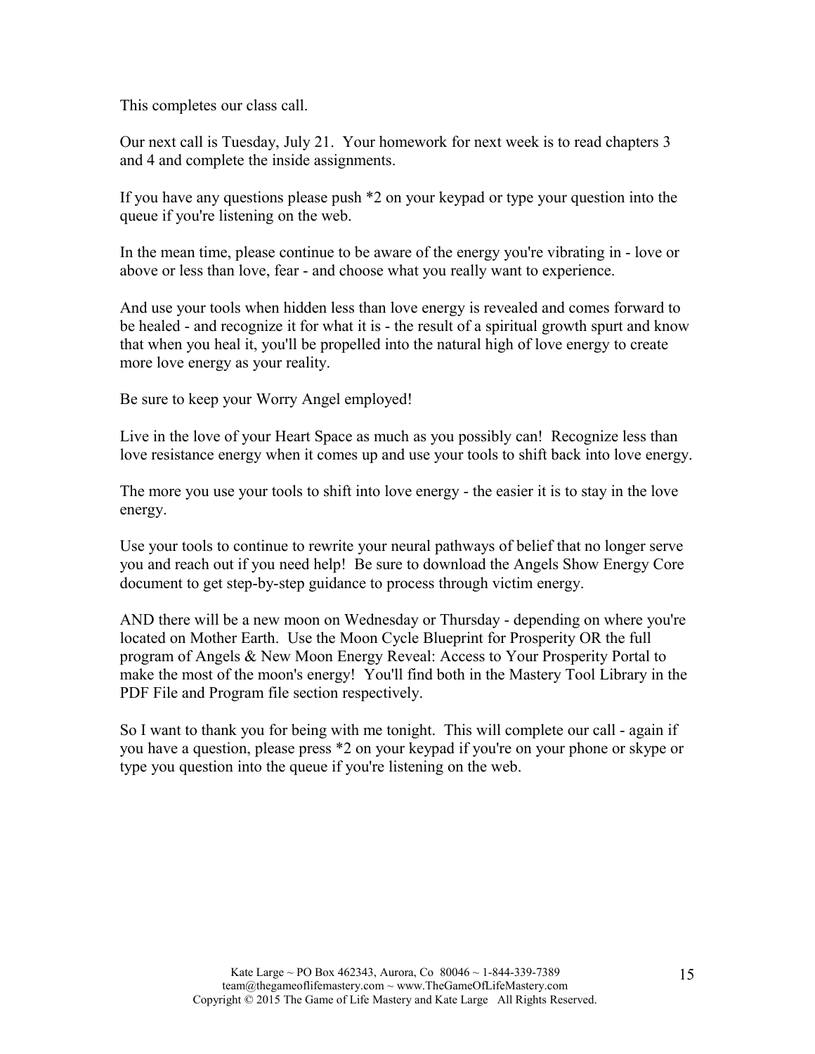This completes our class call.

Our next call is Tuesday, July 21. Your homework for next week is to read chapters 3 and 4 and complete the inside assignments.

If you have any questions please push *2 on your keypad or type your question into the queue if you're listening on the web.

In the mean time, please continue to be aware of the energy you're vibrating in - love or above or less than love, fear - and choose what you really want to experience.

And use your tools when hidden less than love energy is revealed and comes forward to be healed - and recognize it for what it is - the result of a spiritual growth spurt and know that when you heal it, you'll be propelled into the natural high of love energy to create more love energy as your reality.

Be sure to keep your Worry Angel employed!

Live in the love of your Heart Space as much as you possibly can! Recognize less than love resistance energy when it comes up and use your tools to shift back into love energy.

The more you use your tools to shift into love energy - the easier it is to stay in the love energy.

Use your tools to continue to rewrite your neural pathways of belief that no longer serve you and reach out if you need help! Be sure to download the Angels Show Energy Core document to get step-by-step guidance to process through victim energy.

AND there will be a new moon on Wednesday or Thursday - depending on where you're located on Mother Earth. Use the Moon Cycle Blueprint for Prosperity OR the full program of Angels & New Moon Energy Reveal: Access to Your Prosperity Portal to make the most of the moon's energy! You'll find both in the Mastery Tool Library in the PDF File and Program file section respectively.

So I want to thank you for being with me tonight. This will complete our call - again if you have a question, please press *2 on your keypad if you're on your phone or skype or type you question into the queue if you're listening on the web.

Kate Large ~ PO Box 462343, Aurora, Co 80046 ~ 1-844-339-7389
team@thegameoflifemastery.com ~ www.TheGameOfLifeMastery.com
Copyright © 2015 The Game of Life Mastery and Kate Large All Rights Reserved.